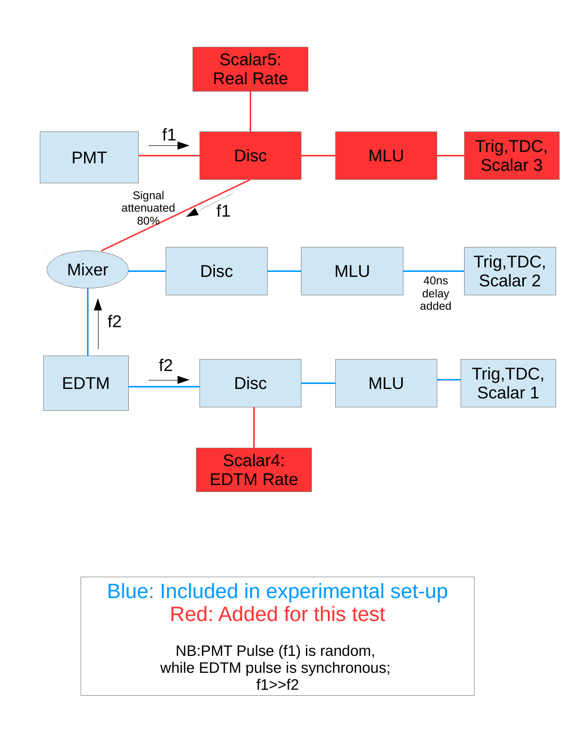Scalar5:
Real Rate

PMT → f1 → Disc — MLU — Trig,TDC, Scalar 3

Signal attenuated 80%

f1

Mixer — Disc — MLU — 40ns delay added — Trig,TDC, Scalar 2

f2

EDTM → f2 → Disc — MLU — Trig,TDC, Scalar 1

Scalar4:
EDTM Rate

Blue: Included in experimental set-up
Red: Added for this test

NB:PMT Pulse (f1) is random,
while EDTM pulse is synchronous;
f1>>f2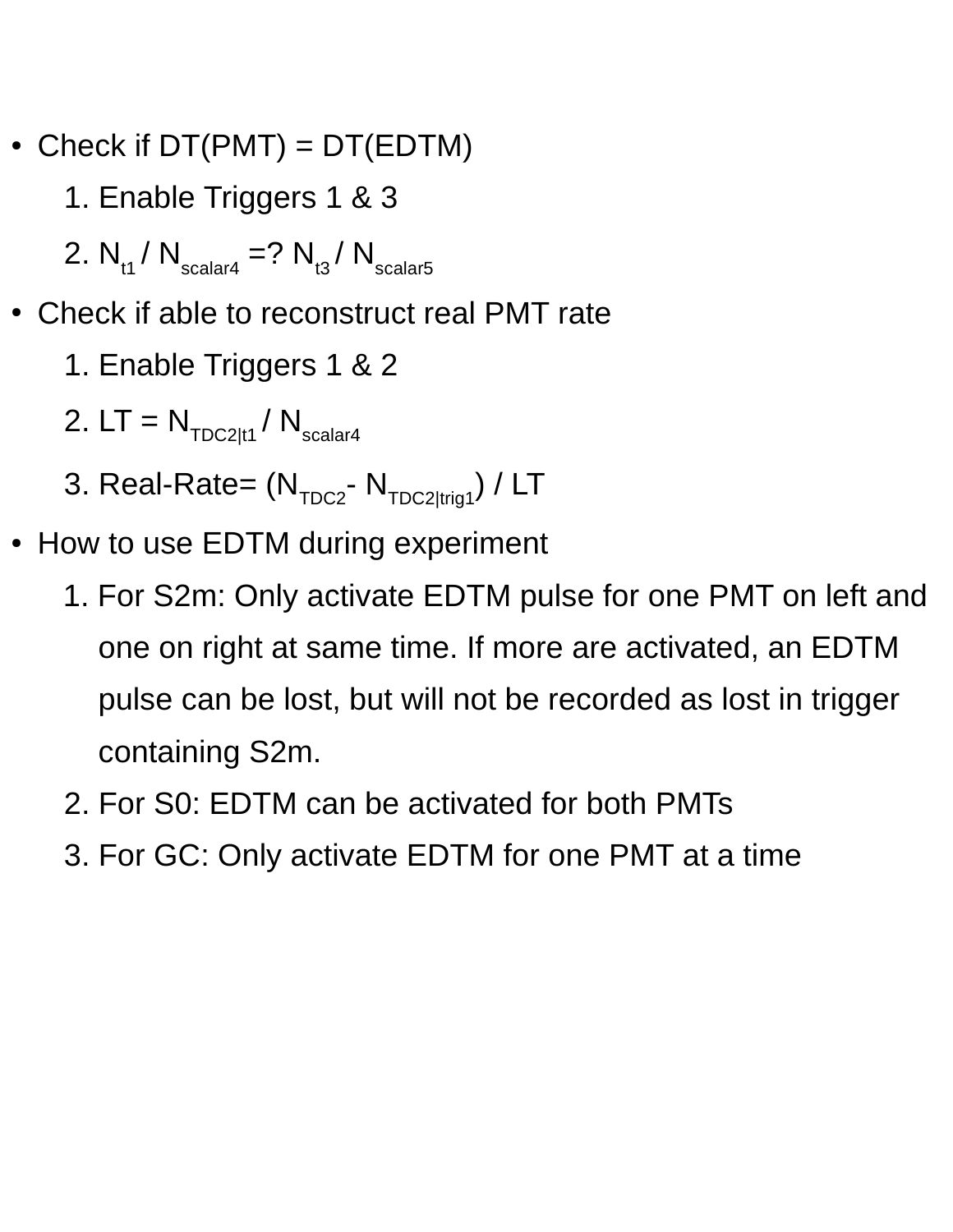- Check if DT(PMT) = DT(EDTM)
    1. Enable Triggers 1 & 3
    2. $N_{t1} / N_{scalar4}$ =? $N_{t3} / N_{scalar5}$
- Check if able to reconstruct real PMT rate
    1. Enable Triggers 1 & 2
    2. LT = $N_{TDC2|t1} / N_{scalar4}$
    3. Real-Rate= $(N_{TDC2} - N_{TDC2|trig1}) / LT$
- How to use EDTM during experiment
    1. For S2m: Only activate EDTM pulse for one PMT on left and one on right at same time. If more are activated, an EDTM pulse can be lost, but will not be recorded as lost in trigger containing S2m.
    2. For S0: EDTM can be activated for both PMTs
    3. For GC: Only activate EDTM for one PMT at a time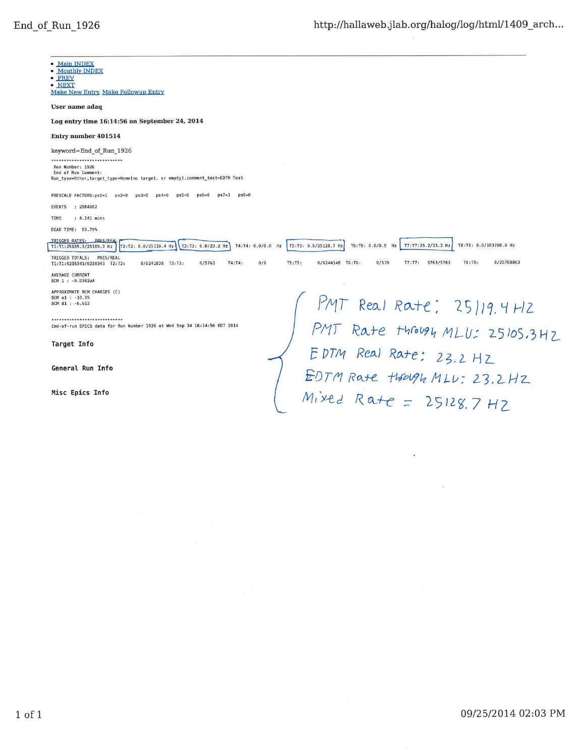- Main INDEX
- Monthly INDEX
- PREV
- NEXT

Make New Entry, Make Followup Entry

**User name adaq**

**Log entry time 16:14:56 on September 24, 2014**

**Entry number 401514**

keyword=End_of_Run_1926

```
****************************
 Run Number: 1926
 End of Run Comment:
Run_type=Other,target_type=Home(no target, or empty),comment_text=EDTM Test


PRESCALE FACTORS:ps1=1   ps2=0   ps3=0   ps4=0   ps5=0   ps6=0   ps7=1   ps8=0

EVENTS    : 2884802

TIME      : 4.141 mins

DEAD TIME:  53.79%

TRIGGER RATES:    PRES/REAL
T1:T1:25105.3/25105.3 Hz   T2:T2: 0.0/25119.4 Hz   T3:T3: 0.0/23.2 Hz   T4:T4: 0.0/0.0  Hz   T5:T5: 0.0/25128.7 Hz   T6:T6: 0.0/0.5  Hz   T7:T7:23.2/23.2 Hz   T8:T8: 0.0/103700.0 Hz

TRIGGER TOTALS:   PRES/REAL
T1:T1:6238343/6238343  T2:T2:     0/6241838  T3:T3:     0/5763     T4:T4:     0/0     T5:T5:     0/6244148  T6:T6:     0/119     T7:T7:    5763/5763     T8:T8:     0/25768063

AVERAGE CURRENT
BCM 1 : -0.0342uA

APPROXIMATE BCM CHARGES (C)
BCM u1 : -10.39
BCM d1 : -6.613

****************************
End-of-run EPICS data for Run Number 1926 at Wed Sep 24 16:14:56 EDT 2014
```

**Target Info**

**General Run Info**

**Misc Epics Info**

PMT Real Rate: 25119.4 Hz
PMT Rate through MLU: 25105.3 Hz
EDTM Real Rate: 23.2 Hz
EDTM Rate through MLU: 23.2 Hz
Mixed Rate = 25128.7 Hz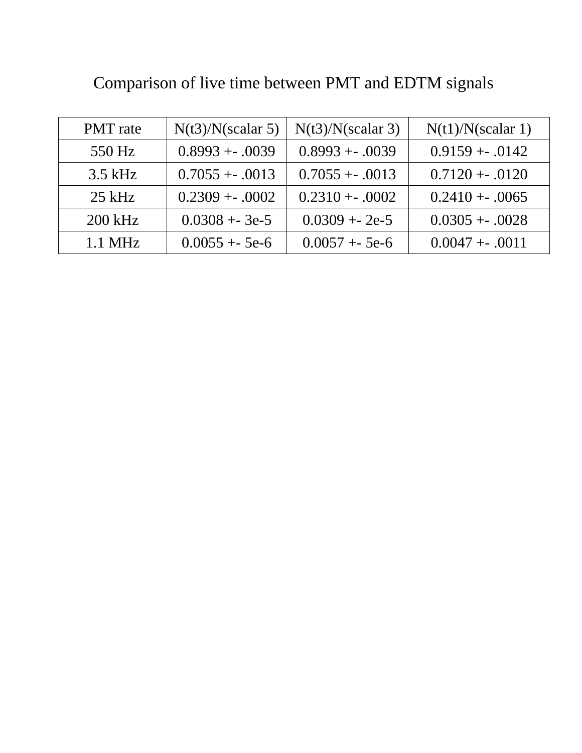Comparison of live time between PMT and EDTM signals

| PMT rate | N(t3)/N(scalar 5) | N(t3)/N(scalar 3) | N(t1)/N(scalar 1) |
|---|---|---|---|
| 550 Hz | 0.8993 +- .0039 | 0.8993 +- .0039 | 0.9159 +- .0142 |
| 3.5 kHz | 0.7055 +- .0013 | 0.7055 +- .0013 | 0.7120 +- .0120 |
| 25 kHz | 0.2309 +- .0002 | 0.2310 +- .0002 | 0.2410 +- .0065 |
| 200 kHz | 0.0308 +- 3e-5 | 0.0309 +- 2e-5 | 0.0305 +- .0028 |
| 1.1 MHz | 0.0055 +- 5e-6 | 0.0057 +- 5e-6 | 0.0047 +- .0011 |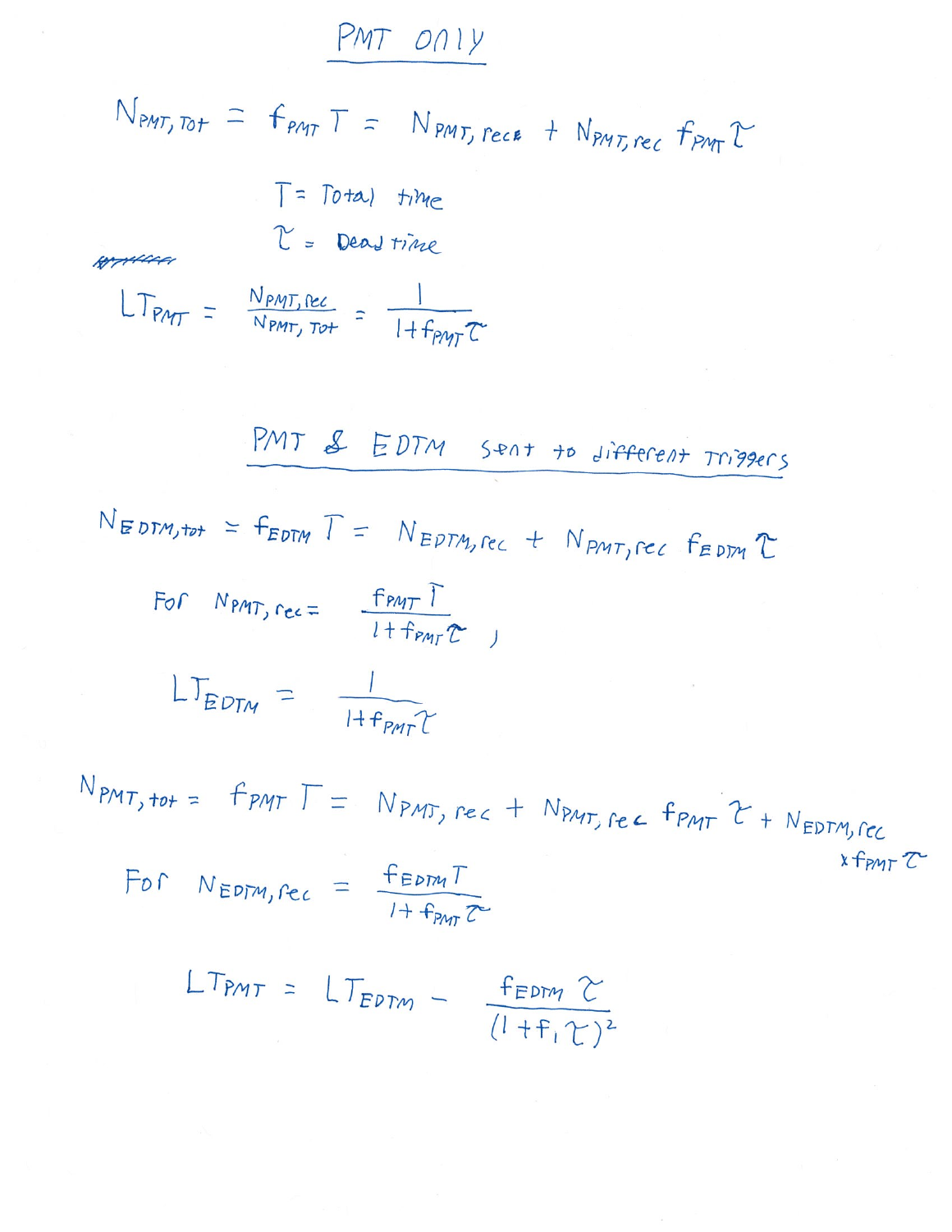# PMT only

$$N_{PMT,Tot} = f_{PMT} T = N_{PMT,rec} + N_{PMT,rec} f_{PMT} \tau$$

$T$ = Total time

$\tau$ = Dead time

$$LT_{PMT} = \frac{N_{PMT,rec}}{N_{PMT,Tot}} = \frac{1}{1 + f_{PMT}\tau}$$

## PMT & EDTM sent to different Triggers

$$N_{EDTM,tot} = f_{EDTM} T = N_{EDTM,rec} + N_{PMT,rec} f_{EDTM} \tau$$

For $N_{PMT,rec} = \dfrac{f_{PMT} T}{1 + f_{PMT}\tau}$,

$$LT_{EDTM} = \frac{1}{1 + f_{PMT}\tau}$$

$$N_{PMT,tot} = f_{PMT} T = N_{PMT,rec} + N_{PMT,rec} f_{PMT} \tau + N_{EDTM,rec} \times f_{PMT} \tau$$

For $N_{EDTM,rec} = \dfrac{f_{EDTM} T}{1 + f_{PMT}\tau}$

$$LT_{PMT} = LT_{EDTM} - \frac{f_{EDTM}\tau}{(1 + f_1 \tau)^2}$$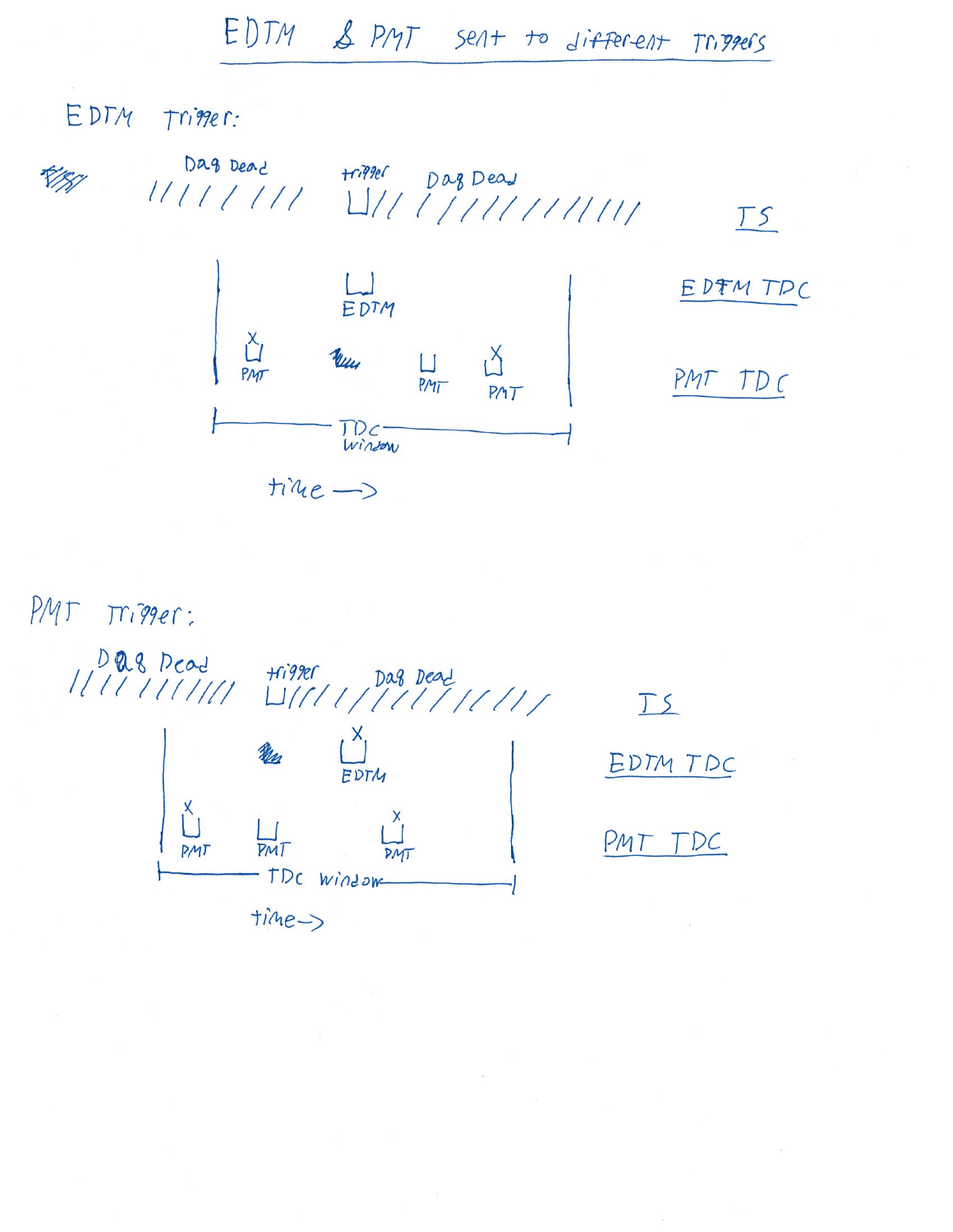# EDTM & PMT sent to different Triggers

## EDTM Trigger:

Daq Dead ////////  trigger ⊔// Daq Dead ///////////////  TS

⊔ EDTM  EDTM TDC

PMT  PMT  PMT  PMT TDC

|—— TDC Window ——|

time →

## PMT Trigger:

Daq Dead //////////  trigger ⊔/// Daq Dead //////////////  TS

EDTM  EDTM TDC

PMT  PMT  PMT  PMT TDC

|—— TDC window ——|

time →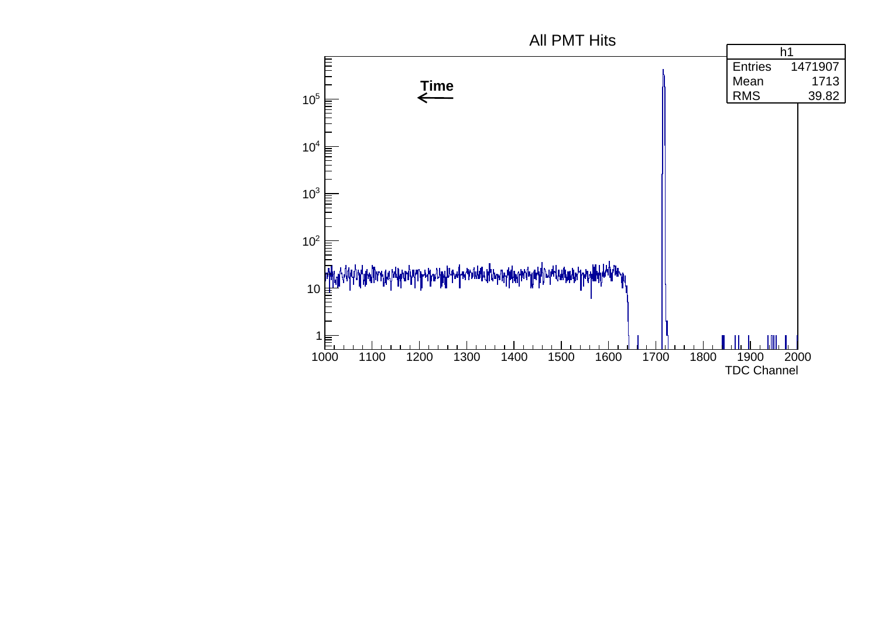All PMT Hits

| h1 | |
|---|---|
| Entries | 1471907 |
| Mean | 1713 |
| RMS | 39.82 |

**Time** ←

TDC Channel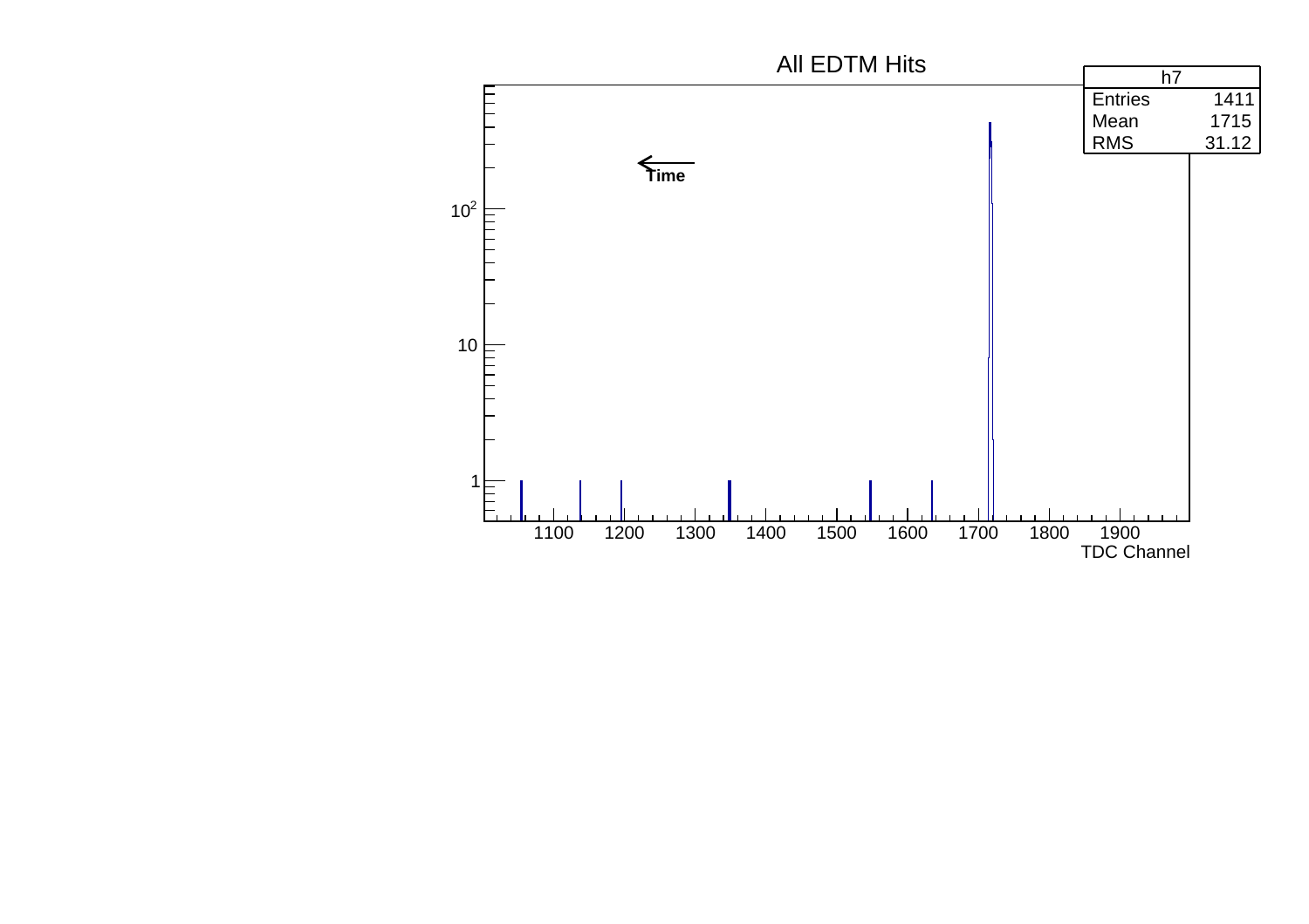All EDTM Hits

| h7 | |
|---|---|
| Entries | 1411 |
| Mean | 1715 |
| RMS | 31.12 |

Time

$10^2$

10

1

1100
1200
1300
1400
1500
1600
1700
1800
1900

TDC Channel